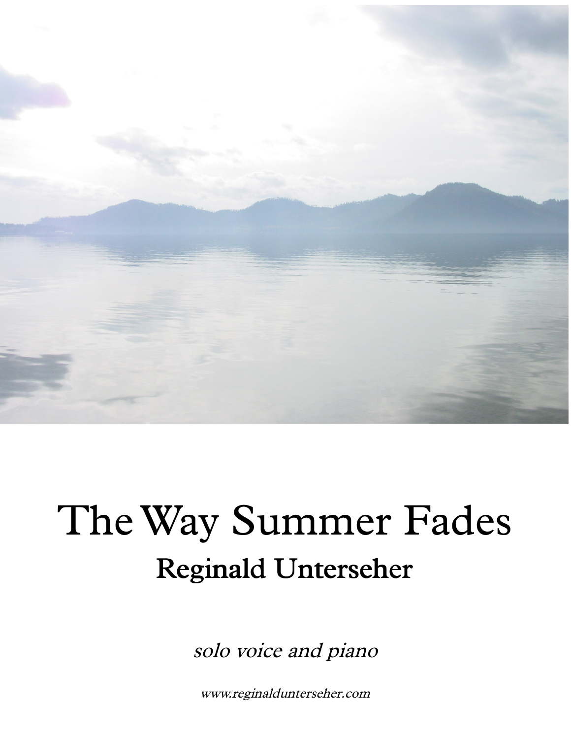# The Way Summer Fades

## Reginald Unterseher

*solo voice and piano*

www.reginaldunterseher.com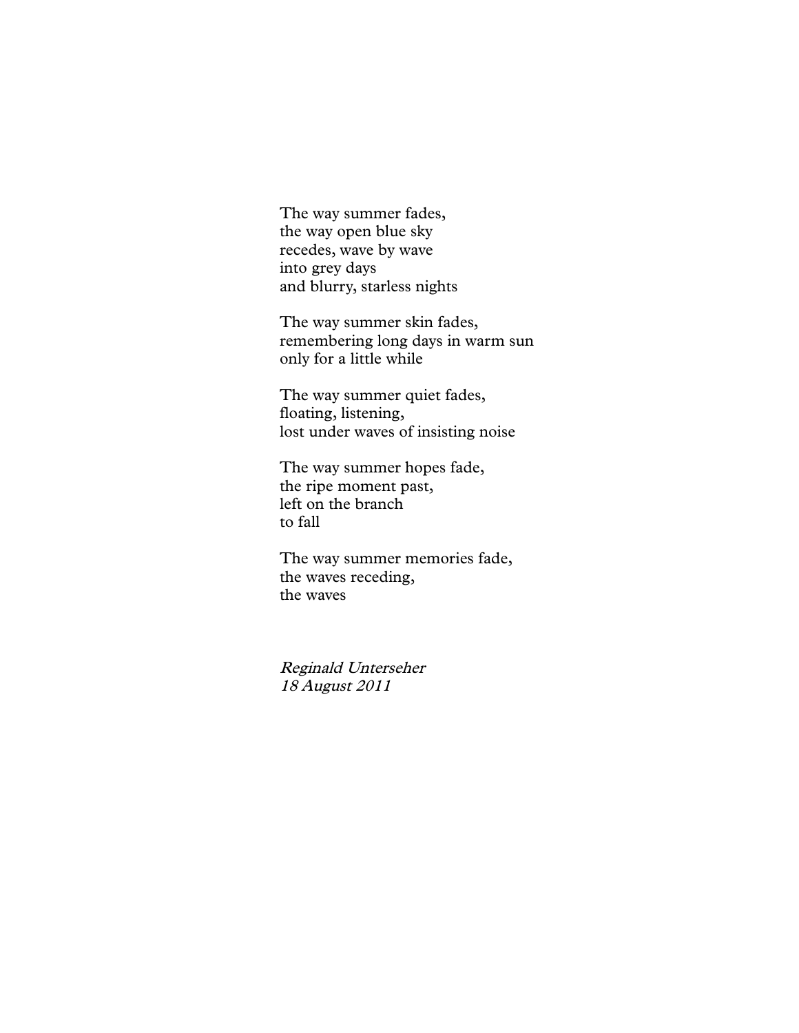The way summer fades,  
the way open blue sky  
recedes, wave by wave  
into grey days  
and blurry, starless nights

The way summer skin fades,  
remembering long days in warm sun  
only for a little while

The way summer quiet fades,  
floating, listening,  
lost under waves of insisting noise

The way summer hopes fade,  
the ripe moment past,  
left on the branch  
to fall

The way summer memories fade,  
the waves receding,  
the waves

*Reginald Unterseher*  
*18 August 2011*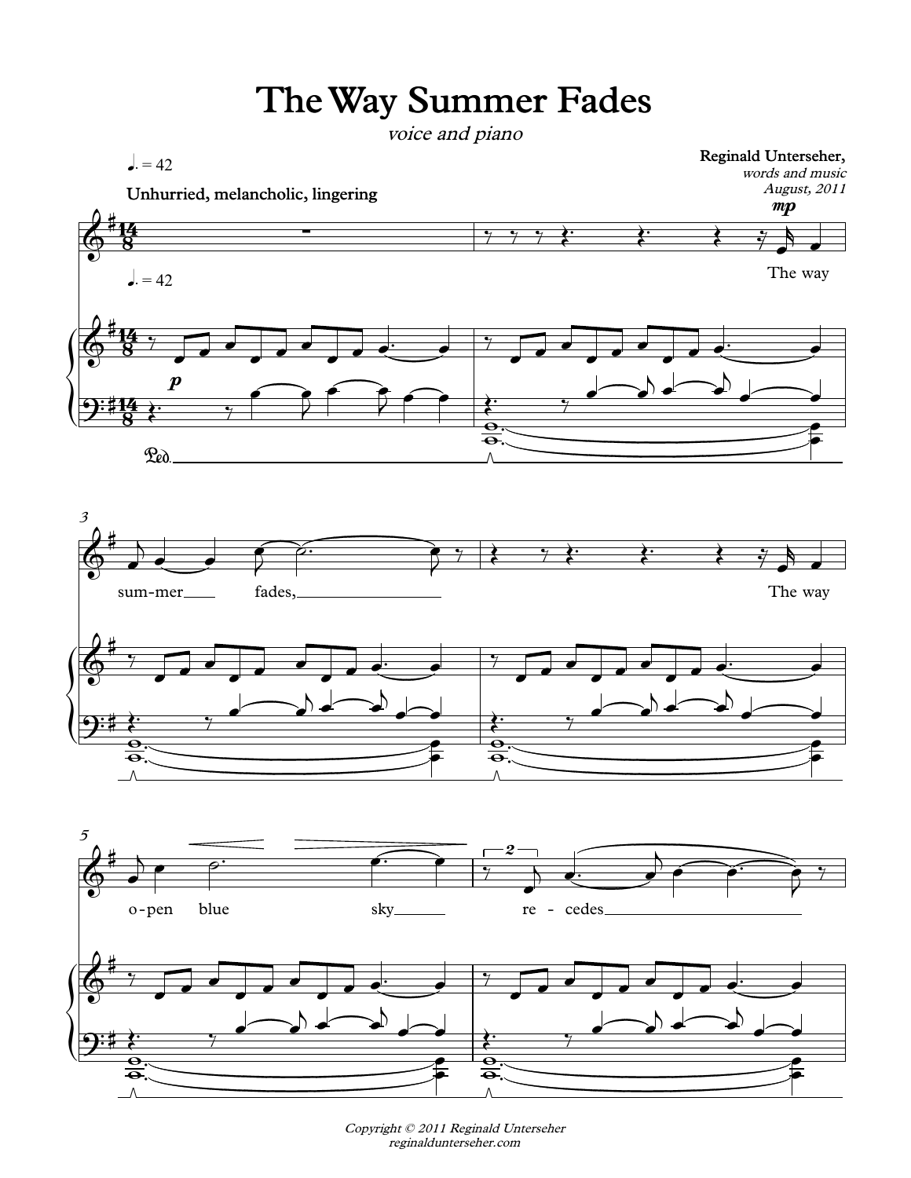# The Way Summer Fades

*voice and piano*

**Reginald Unterseher,**
*words and music*
*August, 2011*

♩. = 42

**Unhurried, melancholic, lingering**

*Copyright © 2011 Reginald Unterseher*
*reginaldunterseher.com*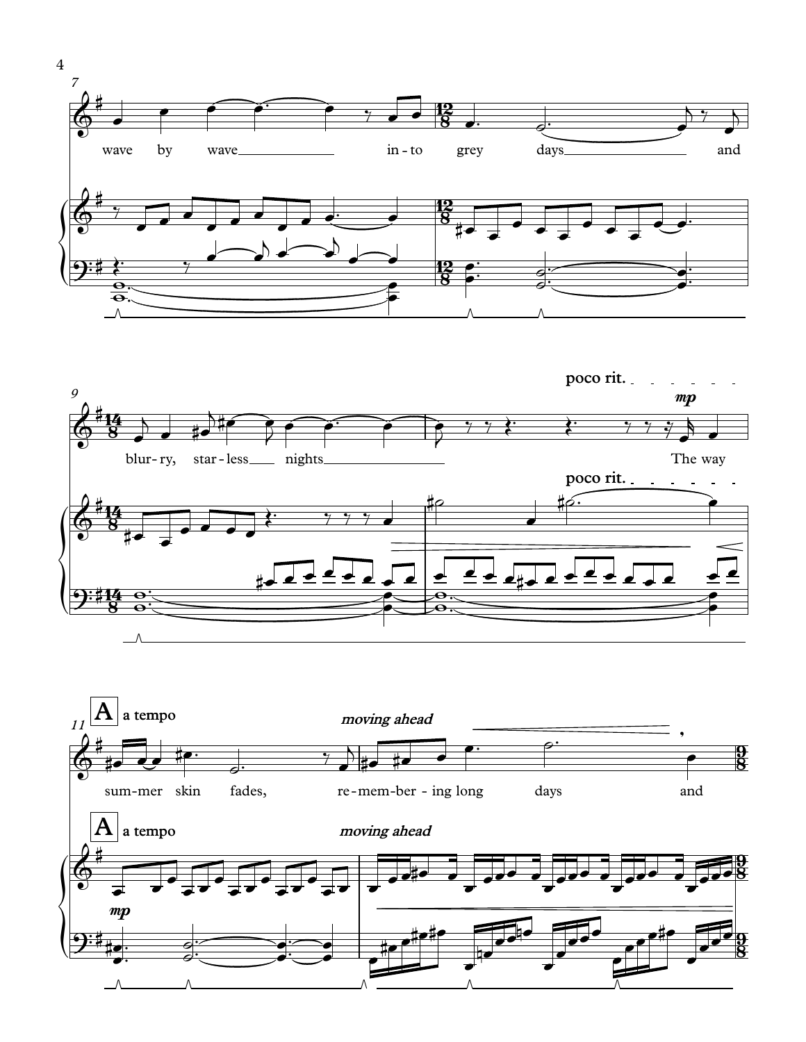wave by wave into grey days and

blurry, starless nights

**poco rit.**

*mp*

The way

**A** **a tempo**

*moving ahead*

summer skin fades, remembering long days and

*mp*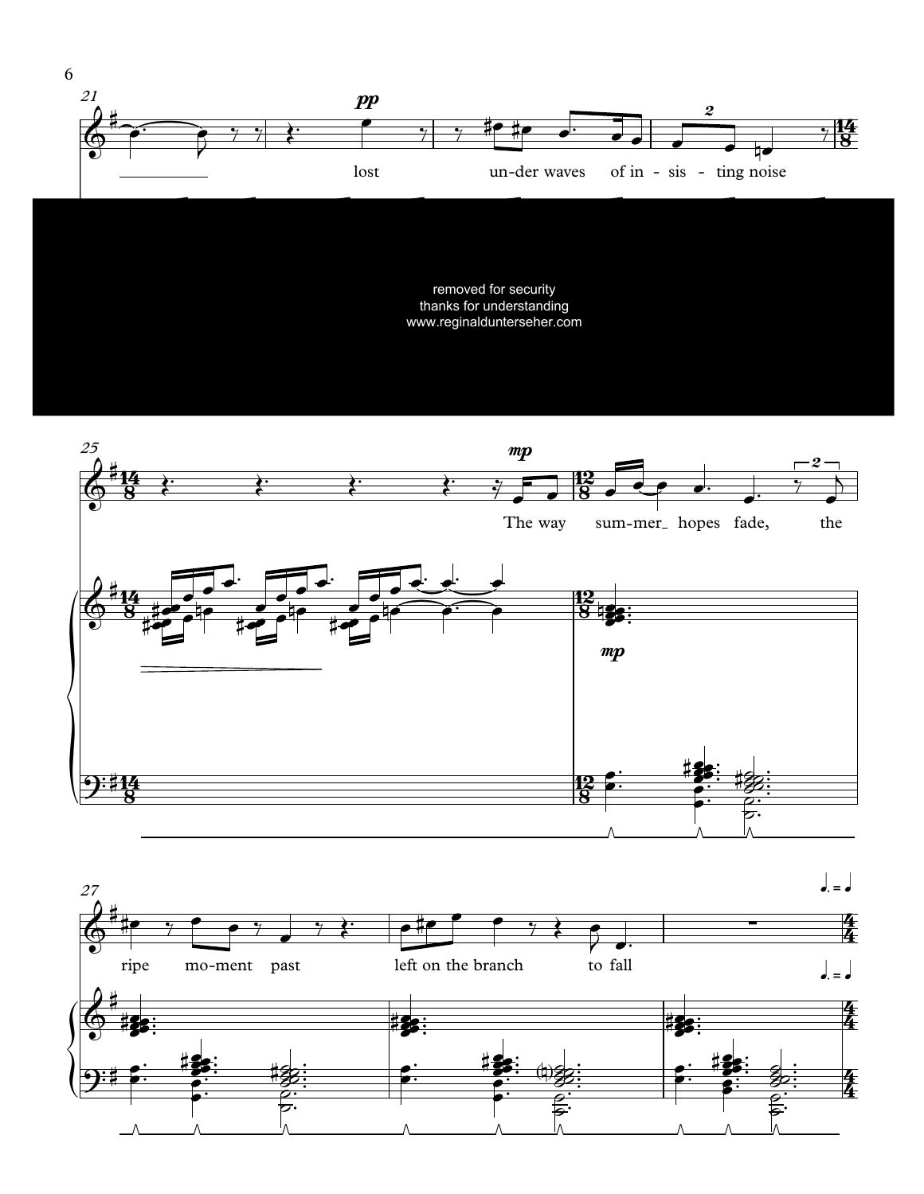lost under waves of insisting noise

removed for security
thanks for understanding
www.reginaldunterseher.com

The way summer hopes fade, the

ripe moment past left on the branch to fall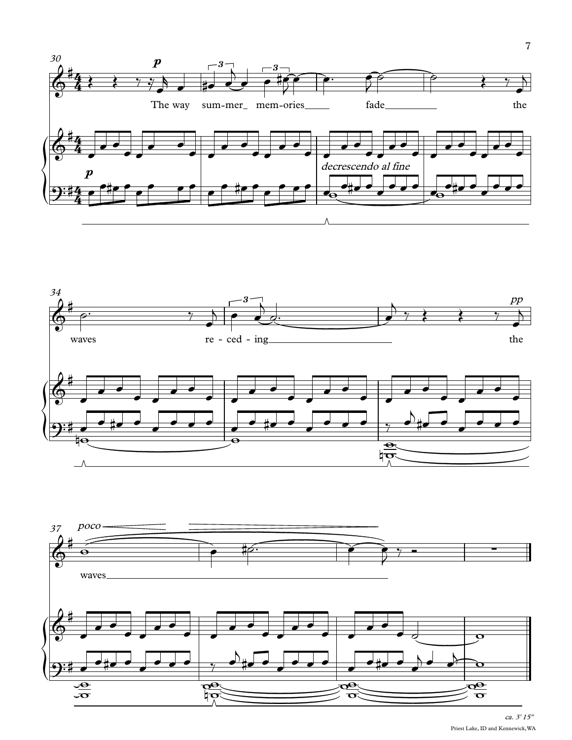The way summer memories fade the

waves receding the

waves

*decrescendo al fine*

*ca. 3' 15"*

Priest Lake, ID and Kennewick, WA